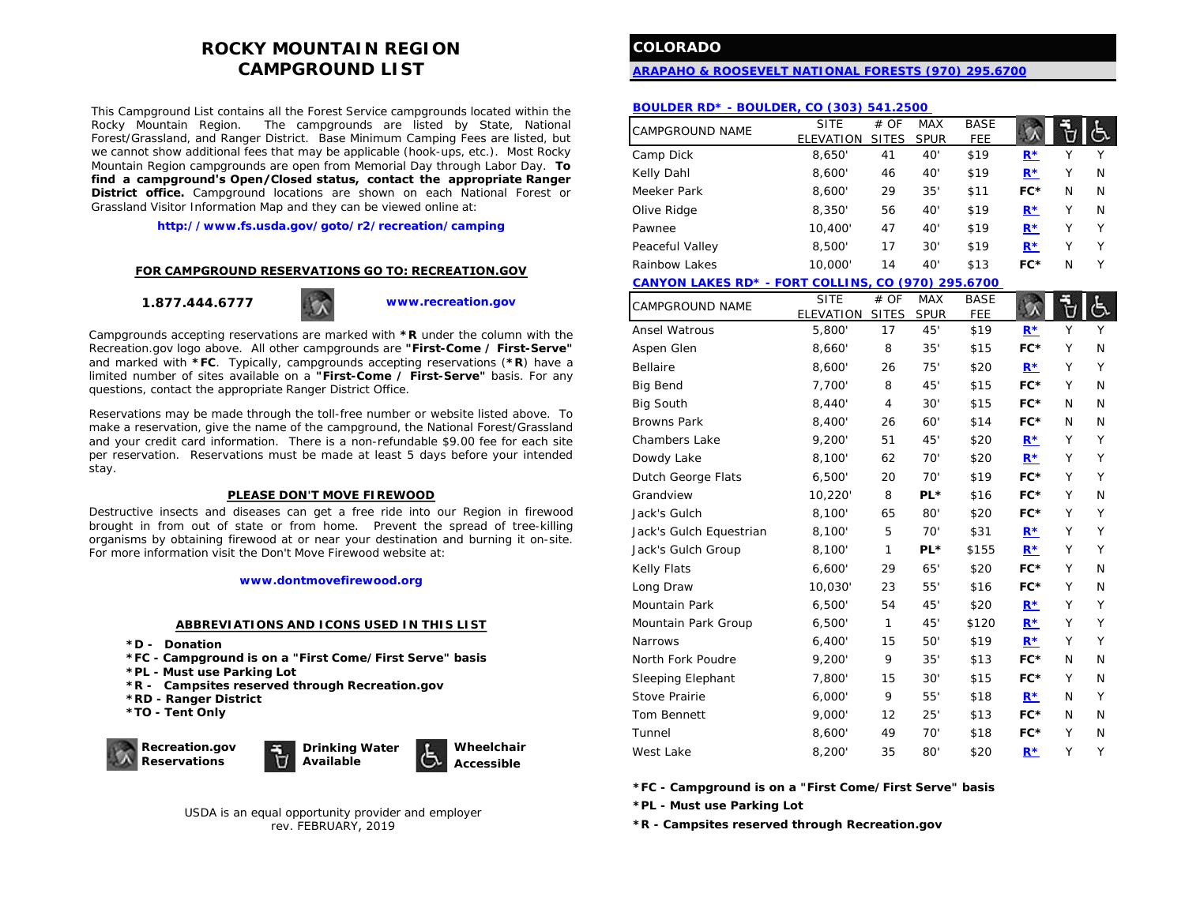# ROCKY MOUNTAIN REGION CAMPGROUND LIST

This Campground List contains all the Forest Service campgrounds located within the Rocky Mountain Region. The campgrounds are listed by State, National Forest/Grassland, and Ranger District. Base Minimum Camping Fees are listed, but we cannot show additional fees that may be applicable (hook-ups, etc.). Most Rocky Mountain Region campgrounds are open from Memorial Day through Labor Day. **To find a campground's Open/Closed status, contact the appropriate Ranger District office.** Campground locations are shown on each National Forest or Grassland Visitor Information Map and they can be viewed online at:

**http://www.fs.usda.gov/goto/r2/recreation/camping**

**FOR CAMPGROUND RESERVATIONS GO TO: RECREATION.GOV**

**1.877.444.6777** **www.recreation.gov**

Campgrounds accepting reservations are marked with ***R** under the column with the Recreation.gov logo above. All other campgrounds are **"First-Come / First-Serve"** and marked with ***FC**. Typically, campgrounds accepting reservations (***R**) have a limited number of sites available on a **"First-Come / First-Serve"** basis. For any questions, contact the appropriate Ranger District Office.

Reservations may be made through the toll-free number or website listed above. To make a reservation, give the name of the campground, the National Forest/Grassland and your credit card information. There is a non-refundable $9.00 fee for each site per reservation. Reservations must be made at least 5 days before your intended stay.

**PLEASE DON'T MOVE FIREWOOD**

Destructive insects and diseases can get a free ride into our Region in firewood brought in from out of state or from home. Prevent the spread of tree-killing organisms by obtaining firewood at or near your destination and burning it on-site. For more information visit the Don't Move Firewood website at:

**www.dontmovefirewood.org**

**ABBREVIATIONS AND ICONS USED IN THIS LIST**

- ***D - Donation**
- ***FC - Campground is on a "First Come/First Serve" basis**
- ***PL - Must use Parking Lot**
- ***R - Campsites reserved through Recreation.gov**
- ***RD - Ranger District**
- ***TO - Tent Only**

**Recreation.gov Reservations** | **Drinking Water Available** | **Wheelchair Accessible**

USDA is an equal opportunity provider and employer
rev. FEBRUARY, 2019

## COLORADO

### ARAPAHO & ROOSEVELT NATIONAL FORESTS (970) 295.6700

#### BOULDER RD* - BOULDER, CO (303) 541.2500

| CAMPGROUND NAME | SITE ELEVATION | # OF SITES | MAX SPUR | BASE FEE | Recreation.gov Reservations | Drinking Water | Wheelchair Accessible |
|---|---|---|---|---|---|---|---|
| Camp Dick | 8,650' | 41 | 40' | $19 | R* | Y | Y |
| Kelly Dahl | 8,600' | 46 | 40' | $19 | R* | Y | N |
| Meeker Park | 8,600' | 29 | 35' | $11 | FC* | N | N |
| Olive Ridge | 8,350' | 56 | 40' | $19 | R* | Y | N |
| Pawnee | 10,400' | 47 | 40' | $19 | R* | Y | Y |
| Peaceful Valley | 8,500' | 17 | 30' | $19 | R* | Y | Y |
| Rainbow Lakes | 10,000' | 14 | 40' | $13 | FC* | N | Y |

#### CANYON LAKES RD* - FORT COLLINS, CO (970) 295.6700

| CAMPGROUND NAME | SITE ELEVATION | # OF SITES | MAX SPUR | BASE FEE | Recreation.gov Reservations | Drinking Water | Wheelchair Accessible |
|---|---|---|---|---|---|---|---|
| Ansel Watrous | 5,800' | 17 | 45' | $19 | R* | Y | Y |
| Aspen Glen | 8,660' | 8 | 35' | $15 | FC* | Y | N |
| Bellaire | 8,600' | 26 | 75' | $20 | R* | Y | Y |
| Big Bend | 7,700' | 8 | 45' | $15 | FC* | Y | N |
| Big South | 8,440' | 4 | 30' | $15 | FC* | N | N |
| Browns Park | 8,400' | 26 | 60' | $14 | FC* | N | N |
| Chambers Lake | 9,200' | 51 | 45' | $20 | R* | Y | Y |
| Dowdy Lake | 8,100' | 62 | 70' | $20 | R* | Y | Y |
| Dutch George Flats | 6,500' | 20 | 70' | $19 | FC* | Y | Y |
| Grandview | 10,220' | 8 | PL* | $16 | FC* | Y | N |
| Jack's Gulch | 8,100' | 65 | 80' | $20 | FC* | Y | Y |
| Jack's Gulch Equestrian | 8,100' | 5 | 70' | $31 | R* | Y | Y |
| Jack's Gulch Group | 8,100' | 1 | PL* | $155 | R* | Y | Y |
| Kelly Flats | 6,600' | 29 | 65' | $20 | FC* | Y | N |
| Long Draw | 10,030' | 23 | 55' | $16 | FC* | Y | N |
| Mountain Park | 6,500' | 54 | 45' | $20 | R* | Y | Y |
| Mountain Park Group | 6,500' | 1 | 45' | $120 | R* | Y | Y |
| Narrows | 6,400' | 15 | 50' | $19 | R* | Y | Y |
| North Fork Poudre | 9,200' | 9 | 35' | $13 | FC* | N | N |
| Sleeping Elephant | 7,800' | 15 | 30' | $15 | FC* | Y | N |
| Stove Prairie | 6,000' | 9 | 55' | $18 | R* | N | Y |
| Tom Bennett | 9,000' | 12 | 25' | $13 | FC* | N | N |
| Tunnel | 8,600' | 49 | 70' | $18 | FC* | Y | N |
| West Lake | 8,200' | 35 | 80' | $20 | R* | Y | Y |

**\*FC - Campground is on a "First Come/First Serve" basis**
**\*PL - Must use Parking Lot**
**\*R - Campsites reserved through Recreation.gov**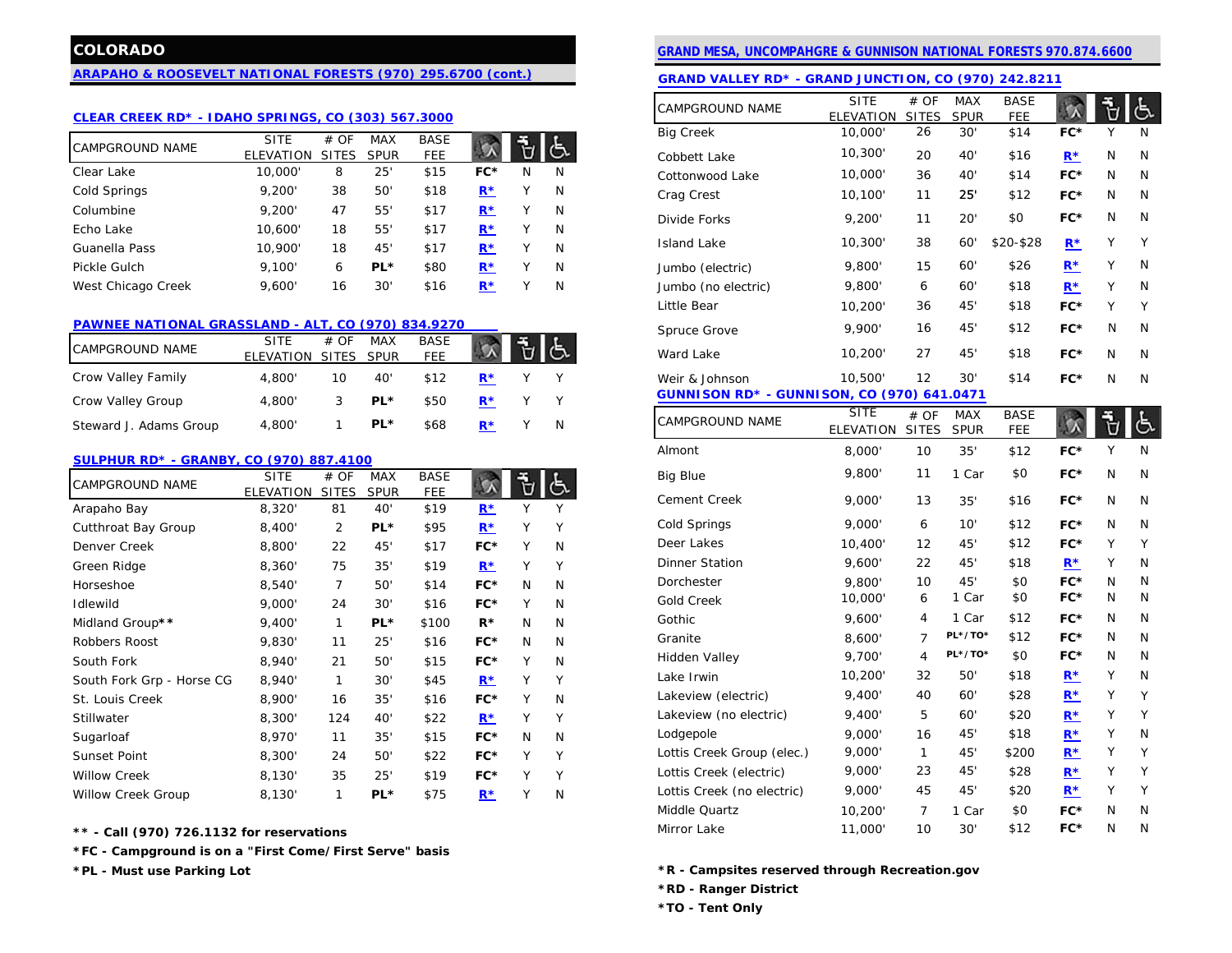# COLORADO

## ARAPAHO & ROOSEVELT NATIONAL FORESTS (970) 295.6700 (cont.)

### CLEAR CREEK RD* - IDAHO SPRINGS, CO (303) 567.3000

| CAMPGROUND NAME | SITE ELEVATION | # OF SITES | MAX SPUR | BASE FEE | | | |
|---|---|---|---|---|---|---|---|
| Clear Lake | 10,000' | 8 | 25' | $15 | FC* | N | N |
| Cold Springs | 9,200' | 38 | 50' | $18 | R* | Y | N |
| Columbine | 9,200' | 47 | 55' | $17 | R* | Y | N |
| Echo Lake | 10,600' | 18 | 55' | $17 | R* | Y | N |
| Guanella Pass | 10,900' | 18 | 45' | $17 | R* | Y | N |
| Pickle Gulch | 9,100' | 6 | PL* | $80 | R* | Y | N |
| West Chicago Creek | 9,600' | 16 | 30' | $16 | R* | Y | N |

### PAWNEE NATIONAL GRASSLAND - ALT, CO (970) 834.9270

| CAMPGROUND NAME | SITE ELEVATION | # OF SITES | MAX SPUR | BASE FEE | | | |
|---|---|---|---|---|---|---|---|
| Crow Valley Family | 4,800' | 10 | 40' | $12 | R* | Y | Y |
| Crow Valley Group | 4,800' | 3 | PL* | $50 | R* | Y | Y |
| Steward J. Adams Group | 4,800' | 1 | PL* | $68 | R* | Y | N |

### SULPHUR RD* - GRANBY, CO (970) 887.4100

| CAMPGROUND NAME | SITE ELEVATION | # OF SITES | MAX SPUR | BASE FEE | | | |
|---|---|---|---|---|---|---|---|
| Arapaho Bay | 8,320' | 81 | 40' | $19 | R* | Y | Y |
| Cutthroat Bay Group | 8,400' | 2 | PL* | $95 | R* | Y | Y |
| Denver Creek | 8,800' | 22 | 45' | $17 | FC* | Y | N |
| Green Ridge | 8,360' | 75 | 35' | $19 | R* | Y | Y |
| Horseshoe | 8,540' | 7 | 50' | $14 | FC* | N | N |
| Idlewild | 9,000' | 24 | 30' | $16 | FC* | Y | N |
| Midland Group** | 9,400' | 1 | PL* | $100 | R* | N | N |
| Robbers Roost | 9,830' | 11 | 25' | $16 | FC* | N | N |
| South Fork | 8,940' | 21 | 50' | $15 | FC* | Y | N |
| South Fork Grp - Horse CG | 8,940' | 1 | 30' | $45 | R* | Y | Y |
| St. Louis Creek | 8,900' | 16 | 35' | $16 | FC* | Y | N |
| Stillwater | 8,300' | 124 | 40' | $22 | R* | Y | Y |
| Sugarloaf | 8,970' | 11 | 35' | $15 | FC* | N | N |
| Sunset Point | 8,300' | 24 | 50' | $22 | FC* | Y | Y |
| Willow Creek | 8,130' | 35 | 25' | $19 | FC* | Y | Y |
| Willow Creek Group | 8,130' | 1 | PL* | $75 | R* | Y | N |

**\*\* - Call (970) 726.1132 for reservations**

**\*FC - Campground is on a "First Come/First Serve" basis**

**\*PL - Must use Parking Lot**

## GRAND MESA, UNCOMPAHGRE & GUNNISON NATIONAL FORESTS 970.874.6600

### GRAND VALLEY RD* - GRAND JUNCTION, CO (970) 242.8211

| CAMPGROUND NAME | SITE ELEVATION | # OF SITES | MAX SPUR | BASE FEE | | | |
|---|---|---|---|---|---|---|---|
| Big Creek | 10,000' | 26 | 30' | $14 | FC* | Y | N |
| Cobbett Lake | 10,300' | 20 | 40' | $16 | R* | N | N |
| Cottonwood Lake | 10,000' | 36 | 40' | $14 | FC* | N | N |
| Crag Crest | 10,100' | 11 | 25' | $12 | FC* | N | N |
| Divide Forks | 9,200' | 11 | 20' | $0 | FC* | N | N |
| Island Lake | 10,300' | 38 | 60' | $20-$28 | R* | Y | Y |
| Jumbo (electric) | 9,800' | 15 | 60' | $26 | R* | Y | N |
| Jumbo (no electric) | 9,800' | 6 | 60' | $18 | R* | Y | N |
| Little Bear | 10,200' | 36 | 45' | $18 | FC* | Y | Y |
| Spruce Grove | 9,900' | 16 | 45' | $12 | FC* | N | N |
| Ward Lake | 10,200' | 27 | 45' | $18 | FC* | N | N |
| Weir & Johnson | 10,500' | 12 | 30' | $14 | FC* | N | N |

### GUNNISON RD* - GUNNISON, CO (970) 641.0471

| CAMPGROUND NAME | SITE ELEVATION | # OF SITES | MAX SPUR | BASE FEE | | | |
|---|---|---|---|---|---|---|---|
| Almont | 8,000' | 10 | 35' | $12 | FC* | Y | N |
| Big Blue | 9,800' | 11 | 1 Car | $0 | FC* | N | N |
| Cement Creek | 9,000' | 13 | 35' | $16 | FC* | N | N |
| Cold Springs | 9,000' | 6 | 10' | $12 | FC* | N | N |
| Deer Lakes | 10,400' | 12 | 45' | $12 | FC* | Y | Y |
| Dinner Station | 9,600' | 22 | 45' | $18 | R* | Y | N |
| Dorchester | 9,800' | 10 | 45' | $0 | FC* | N | N |
| Gold Creek | 10,000' | 6 | 1 Car | $0 | FC* | N | N |
| Gothic | 9,600' | 4 | 1 Car | $12 | FC* | N | N |
| Granite | 8,600' | 7 | PL*/TO* | $12 | FC* | N | N |
| Hidden Valley | 9,700' | 4 | PL*/TO* | $0 | FC* | N | N |
| Lake Irwin | 10,200' | 32 | 50' | $18 | R* | Y | N |
| Lakeview (electric) | 9,400' | 40 | 60' | $28 | R* | Y | Y |
| Lakeview (no electric) | 9,400' | 5 | 60' | $20 | R* | Y | Y |
| Lodgepole | 9,000' | 16 | 45' | $18 | R* | Y | N |
| Lottis Creek Group (elec.) | 9,000' | 1 | 45' | $200 | R* | Y | Y |
| Lottis Creek (electric) | 9,000' | 23 | 45' | $28 | R* | Y | Y |
| Lottis Creek (no electric) | 9,000' | 45 | 45' | $20 | R* | Y | Y |
| Middle Quartz | 10,200' | 7 | 1 Car | $0 | FC* | N | N |
| Mirror Lake | 11,000' | 10 | 30' | $12 | FC* | N | N |

**\*R - Campsites reserved through Recreation.gov**

**\*RD - Ranger District**

**\*TO - Tent Only**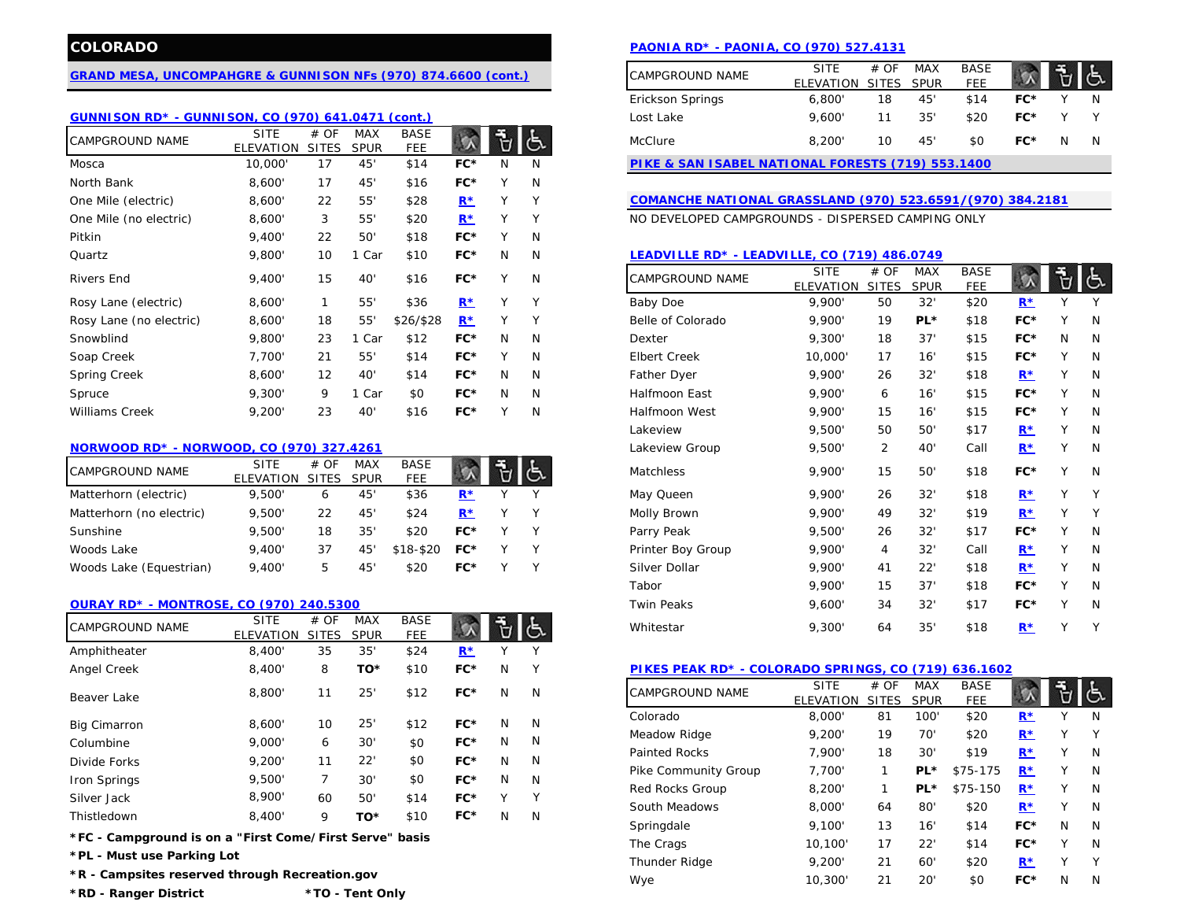## COLORADO

### GRAND MESA, UNCOMPAHGRE & GUNNISON NFs (970) 874.6600 (cont.)

### GUNNISON RD* - GUNNISON, CO (970) 641.0471 (cont.)

| CAMPGROUND NAME | SITE ELEVATION | # OF SITES | MAX SPUR | BASE FEE | | | |
|---|---|---|---|---|---|---|---|
| Mosca | 10,000' | 17 | 45' | $14 | FC* | N | N |
| North Bank | 8,600' | 17 | 45' | $16 | FC* | Y | N |
| One Mile (electric) | 8,600' | 22 | 55' | $28 | R* | Y | Y |
| One Mile (no electric) | 8,600' | 3 | 55' | $20 | R* | Y | Y |
| Pitkin | 9,400' | 22 | 50' | $18 | FC* | Y | N |
| Quartz | 9,800' | 10 | 1 Car | $10 | FC* | N | N |
| Rivers End | 9,400' | 15 | 40' | $16 | FC* | Y | N |
| Rosy Lane (electric) | 8,600' | 1 | 55' | $36 | R* | Y | Y |
| Rosy Lane (no electric) | 8,600' | 18 | 55' | $26/$28 | R* | Y | Y |
| Snowblind | 9,800' | 23 | 1 Car | $12 | FC* | N | N |
| Soap Creek | 7,700' | 21 | 55' | $14 | FC* | Y | N |
| Spring Creek | 8,600' | 12 | 40' | $14 | FC* | N | N |
| Spruce | 9,300' | 9 | 1 Car | $0 | FC* | N | N |
| Williams Creek | 9,200' | 23 | 40' | $16 | FC* | Y | N |

### NORWOOD RD* - NORWOOD, CO (970) 327.4261

| CAMPGROUND NAME | SITE ELEVATION | # OF SITES | MAX SPUR | BASE FEE | | | |
|---|---|---|---|---|---|---|---|
| Matterhorn (electric) | 9,500' | 6 | 45' | $36 | R* | Y | Y |
| Matterhorn (no electric) | 9,500' | 22 | 45' | $24 | R* | Y | Y |
| Sunshine | 9,500' | 18 | 35' | $20 | FC* | Y | Y |
| Woods Lake | 9,400' | 37 | 45' | $18-$20 | FC* | Y | Y |
| Woods Lake (Equestrian) | 9,400' | 5 | 45' | $20 | FC* | Y | Y |

### OURAY RD* - MONTROSE, CO (970) 240.5300

| CAMPGROUND NAME | SITE ELEVATION | # OF SITES | MAX SPUR | BASE FEE | | | |
|---|---|---|---|---|---|---|---|
| Amphitheater | 8,400' | 35 | 35' | $24 | R* | Y | Y |
| Angel Creek | 8,400' | 8 | TO* | $10 | FC* | N | Y |
| Beaver Lake | 8,800' | 11 | 25' | $12 | FC* | N | N |
| Big Cimarron | 8,600' | 10 | 25' | $12 | FC* | N | N |
| Columbine | 9,000' | 6 | 30' | $0 | FC* | N | N |
| Divide Forks | 9,200' | 11 | 22' | $0 | FC* | N | N |
| Iron Springs | 9,500' | 7 | 30' | $0 | FC* | N | N |
| Silver Jack | 8,900' | 60 | 50' | $14 | FC* | Y | Y |
| Thistledown | 8,400' | 9 | TO* | $10 | FC* | N | N |

**\*FC - Campground is on a "First Come/First Serve" basis**
**\*PL - Must use Parking Lot**
**\*R - Campsites reserved through Recreation.gov**
**\*RD - Ranger District** **\*TO - Tent Only**

### PAONIA RD* - PAONIA, CO (970) 527.4131

| CAMPGROUND NAME | SITE ELEVATION | # OF SITES | MAX SPUR | BASE FEE | | | |
|---|---|---|---|---|---|---|---|
| Erickson Springs | 6,800' | 18 | 45' | $14 | FC* | Y | N |
| Lost Lake | 9,600' | 11 | 35' | $20 | FC* | Y | Y |
| McClure | 8,200' | 10 | 45' | $0 | FC* | N | N |

### PIKE & SAN ISABEL NATIONAL FORESTS (719) 553.1400

### COMANCHE NATIONAL GRASSLAND (970) 523.6591/(970) 384.2181

NO DEVELOPED CAMPGROUNDS - DISPERSED CAMPING ONLY

### LEADVILLE RD* - LEADVILLE, CO (719) 486.0749

| CAMPGROUND NAME | SITE ELEVATION | # OF SITES | MAX SPUR | BASE FEE | | | |
|---|---|---|---|---|---|---|---|
| Baby Doe | 9,900' | 50 | 32' | $20 | R* | Y | Y |
| Belle of Colorado | 9,900' | 19 | PL* | $18 | FC* | Y | N |
| Dexter | 9,300' | 18 | 37' | $15 | FC* | N | N |
| Elbert Creek | 10,000' | 17 | 16' | $15 | FC* | Y | N |
| Father Dyer | 9,900' | 26 | 32' | $18 | R* | Y | N |
| Halfmoon East | 9,900' | 6 | 16' | $15 | FC* | Y | N |
| Halfmoon West | 9,900' | 15 | 16' | $15 | FC* | Y | N |
| Lakeview | 9,500' | 50 | 50' | $17 | R* | Y | N |
| Lakeview Group | 9,500' | 2 | 40' | Call | R* | Y | N |
| Matchless | 9,900' | 15 | 50' | $18 | FC* | Y | N |
| May Queen | 9,900' | 26 | 32' | $18 | R* | Y | Y |
| Molly Brown | 9,900' | 49 | 32' | $19 | R* | Y | Y |
| Parry Peak | 9,500' | 26 | 32' | $17 | FC* | Y | N |
| Printer Boy Group | 9,900' | 4 | 32' | Call | R* | Y | N |
| Silver Dollar | 9,900' | 41 | 22' | $18 | R* | Y | N |
| Tabor | 9,900' | 15 | 37' | $18 | FC* | Y | N |
| Twin Peaks | 9,600' | 34 | 32' | $17 | FC* | Y | N |
| Whitestar | 9,300' | 64 | 35' | $18 | R* | Y | Y |

### PIKES PEAK RD* - COLORADO SPRINGS, CO (719) 636.1602

| CAMPGROUND NAME | SITE ELEVATION | # OF SITES | MAX SPUR | BASE FEE | | | |
|---|---|---|---|---|---|---|---|
| Colorado | 8,000' | 81 | 100' | $20 | R* | Y | N |
| Meadow Ridge | 9,200' | 19 | 70' | $20 | R* | Y | Y |
| Painted Rocks | 7,900' | 18 | 30' | $19 | R* | Y | N |
| Pike Community Group | 7,700' | 1 | PL* | $75-175 | R* | Y | N |
| Red Rocks Group | 8,200' | 1 | PL* | $75-150 | R* | Y | N |
| South Meadows | 8,000' | 64 | 80' | $20 | R* | Y | N |
| Springdale | 9,100' | 13 | 16' | $14 | FC* | N | N |
| The Crags | 10,100' | 17 | 22' | $14 | FC* | Y | N |
| Thunder Ridge | 9,200' | 21 | 60' | $20 | R* | Y | Y |
| Wye | 10,300' | 21 | 20' | $0 | FC* | N | N |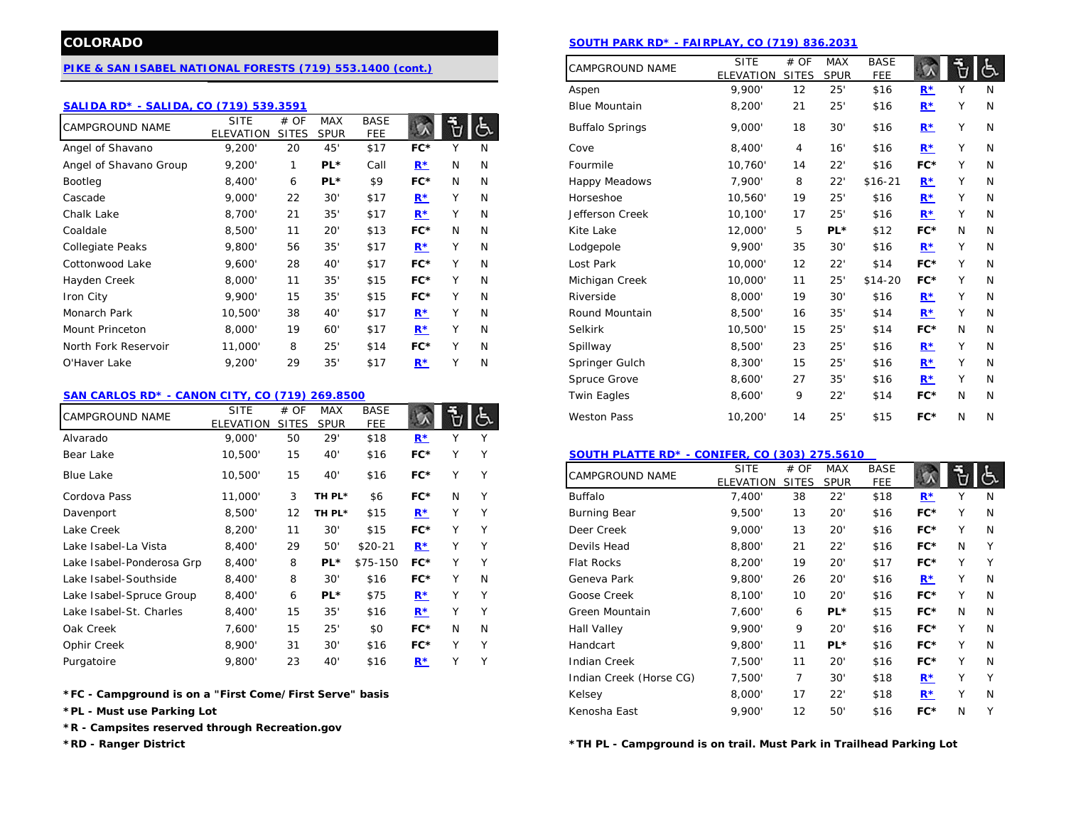# COLORADO

## PIKE & SAN ISABEL NATIONAL FORESTS (719) 553.1400 (cont.)

### SALIDA RD* - SALIDA, CO (719) 539.3591

| CAMPGROUND NAME | SITE ELEVATION | # OF SITES | MAX SPUR | BASE FEE | Reservation | Water | Accessible |
|---|---|---|---|---|---|---|---|
| Angel of Shavano | 9,200' | 20 | 45' | $17 | FC* | Y | N |
| Angel of Shavano Group | 9,200' | 1 | PL* | Call | R* | N | N |
| Bootleg | 8,400' | 6 | PL* | $9 | FC* | N | N |
| Cascade | 9,000' | 22 | 30' | $17 | R* | Y | N |
| Chalk Lake | 8,700' | 21 | 35' | $17 | R* | Y | N |
| Coaldale | 8,500' | 11 | 20' | $13 | FC* | N | N |
| Collegiate Peaks | 9,800' | 56 | 35' | $17 | R* | Y | N |
| Cottonwood Lake | 9,600' | 28 | 40' | $17 | FC* | Y | N |
| Hayden Creek | 8,000' | 11 | 35' | $15 | FC* | Y | N |
| Iron City | 9,900' | 15 | 35' | $15 | FC* | Y | N |
| Monarch Park | 10,500' | 38 | 40' | $17 | R* | Y | N |
| Mount Princeton | 8,000' | 19 | 60' | $17 | R* | Y | N |
| North Fork Reservoir | 11,000' | 8 | 25' | $14 | FC* | Y | N |
| O'Haver Lake | 9,200' | 29 | 35' | $17 | R* | Y | N |

### SAN CARLOS RD* - CANON CITY, CO (719) 269.8500

| CAMPGROUND NAME | SITE ELEVATION | # OF SITES | MAX SPUR | BASE FEE | Reservation | Water | Accessible |
|---|---|---|---|---|---|---|---|
| Alvarado | 9,000' | 50 | 29' | $18 | R* | Y | Y |
| Bear Lake | 10,500' | 15 | 40' | $16 | FC* | Y | Y |
| Blue Lake | 10,500' | 15 | 40' | $16 | FC* | Y | Y |
| Cordova Pass | 11,000' | 3 | TH PL* | $6 | FC* | N | Y |
| Davenport | 8,500' | 12 | TH PL* | $15 | R* | Y | Y |
| Lake Creek | 8,200' | 11 | 30' | $15 | FC* | Y | Y |
| Lake Isabel-La Vista | 8,400' | 29 | 50' | $20-21 | R* | Y | Y |
| Lake Isabel-Ponderosa Grp | 8,400' | 8 | PL* | $75-150 | FC* | Y | Y |
| Lake Isabel-Southside | 8,400' | 8 | 30' | $16 | FC* | Y | N |
| Lake Isabel-Spruce Group | 8,400' | 6 | PL* | $75 | R* | Y | Y |
| Lake Isabel-St. Charles | 8,400' | 15 | 35' | $16 | R* | Y | Y |
| Oak Creek | 7,600' | 15 | 25' | $0 | FC* | N | N |
| Ophir Creek | 8,900' | 31 | 30' | $16 | FC* | Y | Y |
| Purgatoire | 9,800' | 23 | 40' | $16 | R* | Y | Y |

**\*FC - Campground is on a "First Come/First Serve" basis**

**\*PL - Must use Parking Lot**

**\*R - Campsites reserved through Recreation.gov**

**\*RD - Ranger District**

### SOUTH PARK RD* - FAIRPLAY, CO (719) 836.2031

| CAMPGROUND NAME | SITE ELEVATION | # OF SITES | MAX SPUR | BASE FEE | Reservation | Water | Accessible |
|---|---|---|---|---|---|---|---|
| Aspen | 9,900' | 12 | 25' | $16 | R* | Y | N |
| Blue Mountain | 8,200' | 21 | 25' | $16 | R* | Y | N |
| Buffalo Springs | 9,000' | 18 | 30' | $16 | R* | Y | N |
| Cove | 8,400' | 4 | 16' | $16 | R* | Y | N |
| Fourmile | 10,760' | 14 | 22' | $16 | FC* | Y | N |
| Happy Meadows | 7,900' | 8 | 22' | $16-21 | R* | Y | N |
| Horseshoe | 10,560' | 19 | 25' | $16 | R* | Y | N |
| Jefferson Creek | 10,100' | 17 | 25' | $16 | R* | Y | N |
| Kite Lake | 12,000' | 5 | PL* | $12 | FC* | N | N |
| Lodgepole | 9,900' | 35 | 30' | $16 | R* | Y | N |
| Lost Park | 10,000' | 12 | 22' | $14 | FC* | Y | N |
| Michigan Creek | 10,000' | 11 | 25' | $14-20 | FC* | Y | N |
| Riverside | 8,000' | 19 | 30' | $16 | R* | Y | N |
| Round Mountain | 8,500' | 16 | 35' | $14 | R* | Y | N |
| Selkirk | 10,500' | 15 | 25' | $14 | FC* | N | N |
| Spillway | 8,500' | 23 | 25' | $16 | R* | Y | N |
| Springer Gulch | 8,300' | 15 | 25' | $16 | R* | Y | N |
| Spruce Grove | 8,600' | 27 | 35' | $16 | R* | Y | N |
| Twin Eagles | 8,600' | 9 | 22' | $14 | FC* | N | N |
| Weston Pass | 10,200' | 14 | 25' | $15 | FC* | N | N |

### SOUTH PLATTE RD* - CONIFER, CO (303) 275.5610

| CAMPGROUND NAME | SITE ELEVATION | # OF SITES | MAX SPUR | BASE FEE | Reservation | Water | Accessible |
|---|---|---|---|---|---|---|---|
| Buffalo | 7,400' | 38 | 22' | $18 | R* | Y | N |
| Burning Bear | 9,500' | 13 | 20' | $16 | FC* | Y | N |
| Deer Creek | 9,000' | 13 | 20' | $16 | FC* | Y | N |
| Devils Head | 8,800' | 21 | 22' | $16 | FC* | N | Y |
| Flat Rocks | 8,200' | 19 | 20' | $17 | FC* | Y | Y |
| Geneva Park | 9,800' | 26 | 20' | $16 | R* | Y | N |
| Goose Creek | 8,100' | 10 | 20' | $16 | FC* | Y | N |
| Green Mountain | 7,600' | 6 | PL* | $15 | FC* | N | N |
| Hall Valley | 9,900' | 9 | 20' | $16 | FC* | Y | N |
| Handcart | 9,800' | 11 | PL* | $16 | FC* | Y | N |
| Indian Creek | 7,500' | 11 | 20' | $16 | FC* | Y | N |
| Indian Creek (Horse CG) | 7,500' | 7 | 30' | $18 | R* | Y | Y |
| Kelsey | 8,000' | 17 | 22' | $18 | R* | Y | N |
| Kenosha East | 9,900' | 12 | 50' | $16 | FC* | N | Y |

**\*TH PL - Campground is on trail. Must Park in Trailhead Parking Lot**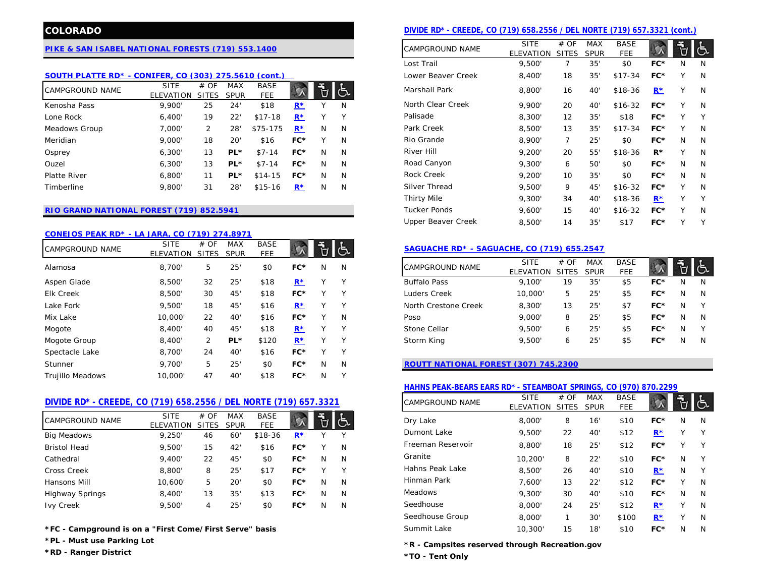# COLORADO

## PIKE & SAN ISABEL NATIONAL FORESTS (719) 553.1400

### SOUTH PLATTE RD* - CONIFER, CO (303) 275.5610 (cont.)

| CAMPGROUND NAME | SITE ELEVATION | # OF SITES | MAX SPUR | BASE FEE | Reservation | Water | Accessible |
|---|---|---|---|---|---|---|---|
| Kenosha Pass | 9,900' | 25 | 24' | $18 | R* | Y | N |
| Lone Rock | 6,400' | 19 | 22' | $17-18 | R* | Y | Y |
| Meadows Group | 7,000' | 2 | 28' | $75-175 | R* | N | N |
| Meridian | 9,000' | 18 | 20' | $16 | FC* | Y | N |
| Osprey | 6,300' | 13 | PL* | $7-14 | FC* | N | N |
| Ouzel | 6,300' | 13 | PL* | $7-14 | FC* | N | N |
| Platte River | 6,800' | 11 | PL* | $14-15 | FC* | N | N |
| Timberline | 9,800' | 31 | 28' | $15-16 | R* | N | N |

## RIO GRAND NATIONAL FOREST (719) 852.5941

### CONEJOS PEAK RD* - LA JARA, CO (719) 274.8971

| CAMPGROUND NAME | SITE ELEVATION | # OF SITES | MAX SPUR | BASE FEE | Reservation | Water | Accessible |
|---|---|---|---|---|---|---|---|
| Alamosa | 8,700' | 5 | 25' | $0 | FC* | N | N |
| Aspen Glade | 8,500' | 32 | 25' | $18 | R* | Y | Y |
| Elk Creek | 8,500' | 30 | 45' | $18 | FC* | Y | Y |
| Lake Fork | 9,500' | 18 | 45' | $16 | R* | Y | Y |
| Mix Lake | 10,000' | 22 | 40' | $16 | FC* | Y | N |
| Mogote | 8,400' | 40 | 45' | $18 | R* | Y | Y |
| Mogote Group | 8,400' | 2 | PL* | $120 | R* | Y | Y |
| Spectacle Lake | 8,700' | 24 | 40' | $16 | FC* | Y | Y |
| Stunner | 9,700' | 5 | 25' | $0 | FC* | N | N |
| Trujillo Meadows | 10,000' | 47 | 40' | $18 | FC* | N | Y |

### DIVIDE RD* - CREEDE, CO (719) 658.2556 / DEL NORTE (719) 657.3321

| CAMPGROUND NAME | SITE ELEVATION | # OF SITES | MAX SPUR | BASE FEE | Reservation | Water | Accessible |
|---|---|---|---|---|---|---|---|
| Big Meadows | 9,250' | 46 | 60' | $18-36 | R* | Y | Y |
| Bristol Head | 9,500' | 15 | 42' | $16 | FC* | Y | N |
| Cathedral | 9,400' | 22 | 45' | $0 | FC* | N | N |
| Cross Creek | 8,800' | 8 | 25' | $17 | FC* | Y | Y |
| Hansons Mill | 10,600' | 5 | 20' | $0 | FC* | N | N |
| Highway Springs | 8,400' | 13 | 35' | $13 | FC* | N | N |
| Ivy Creek | 9,500' | 4 | 25' | $0 | FC* | N | N |

**\*FC - Campground is on a "First Come/First Serve" basis**

**\*PL - Must use Parking Lot**

**\*RD - Ranger District**

### DIVIDE RD* - CREEDE, CO (719) 658.2556 / DEL NORTE (719) 657.3321 (cont.)

| CAMPGROUND NAME | SITE ELEVATION | # OF SITES | MAX SPUR | BASE FEE | Reservation | Water | Accessible |
|---|---|---|---|---|---|---|---|
| Lost Trail | 9,500' | 7 | 35' | $0 | FC* | N | N |
| Lower Beaver Creek | 8,400' | 18 | 35' | $17-34 | FC* | Y | N |
| Marshall Park | 8,800' | 16 | 40' | $18-36 | R* | Y | N |
| North Clear Creek | 9,900' | 20 | 40' | $16-32 | FC* | Y | N |
| Palisade | 8,300' | 12 | 35' | $18 | FC* | Y | Y |
| Park Creek | 8,500' | 13 | 35' | $17-34 | FC* | Y | N |
| Rio Grande | 8,900' | 7 | 25' | $0 | FC* | N | N |
| River Hill | 9,200' | 20 | 55' | $18-36 | R* | Y | N |
| Road Canyon | 9,300' | 6 | 50' | $0 | FC* | N | N |
| Rock Creek | 9,200' | 10 | 35' | $0 | FC* | N | N |
| Silver Thread | 9,500' | 9 | 45' | $16-32 | FC* | Y | N |
| Thirty Mile | 9,300' | 34 | 40' | $18-36 | R* | Y | Y |
| Tucker Ponds | 9,600' | 15 | 40' | $16-32 | FC* | Y | N |
| Upper Beaver Creek | 8,500' | 14 | 35' | $17 | FC* | Y | Y |

### SAGUACHE RD* - SAGUACHE, CO (719) 655.2547

| CAMPGROUND NAME | SITE ELEVATION | # OF SITES | MAX SPUR | BASE FEE | Reservation | Water | Accessible |
|---|---|---|---|---|---|---|---|
| Buffalo Pass | 9,100' | 19 | 35' | $5 | FC* | N | N |
| Luders Creek | 10,000' | 5 | 25' | $5 | FC* | N | N |
| North Crestone Creek | 8,300' | 13 | 25' | $7 | FC* | N | Y |
| Poso | 9,000' | 8 | 25' | $5 | FC* | N | N |
| Stone Cellar | 9,500' | 6 | 25' | $5 | FC* | N | Y |
| Storm King | 9,500' | 6 | 25' | $5 | FC* | N | N |

## ROUTT NATIONAL FOREST (307) 745.2300

### HAHNS PEAK-BEARS EARS RD* - STEAMBOAT SPRINGS, CO (970) 870.2299

| CAMPGROUND NAME | SITE ELEVATION | # OF SITES | MAX SPUR | BASE FEE | Reservation | Water | Accessible |
|---|---|---|---|---|---|---|---|
| Dry Lake | 8,000' | 8 | 16' | $10 | FC* | N | N |
| Dumont Lake | 9,500' | 22 | 40' | $12 | R* | Y | Y |
| Freeman Reservoir | 8,800' | 18 | 25' | $12 | FC* | Y | Y |
| Granite | 10,200' | 8 | 22' | $10 | FC* | N | Y |
| Hahns Peak Lake | 8,500' | 26 | 40' | $10 | R* | N | Y |
| Hinman Park | 7,600' | 13 | 22' | $12 | FC* | Y | N |
| Meadows | 9,300' | 30 | 40' | $10 | FC* | N | N |
| Seedhouse | 8,000' | 24 | 25' | $12 | R* | Y | N |
| Seedhouse Group | 8,000' | 1 | 30' | $100 | R* | Y | N |
| Summit Lake | 10,300' | 15 | 18' | $10 | FC* | N | N |

**\*R - Campsites reserved through Recreation.gov**

**\*TO - Tent Only**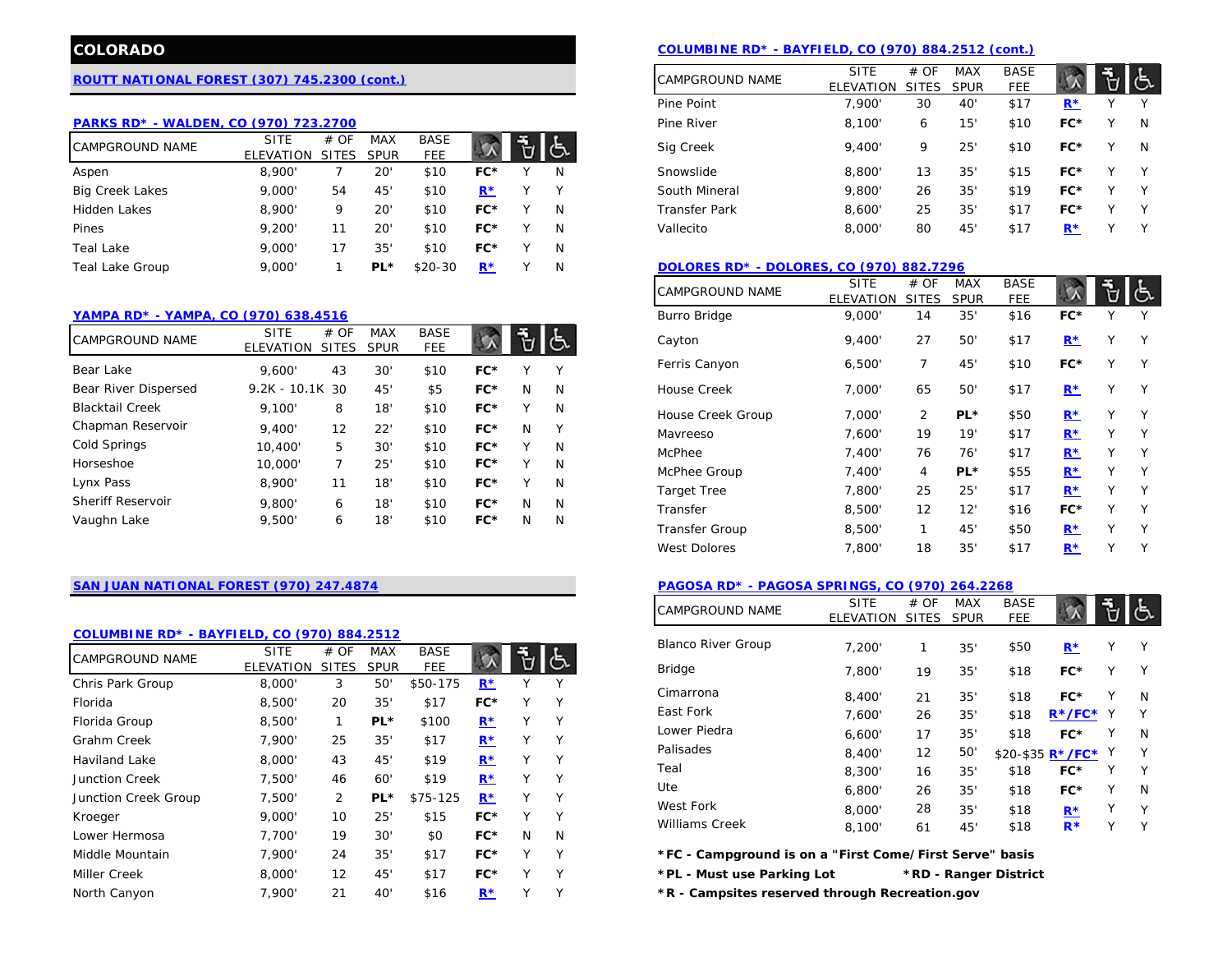# COLORADO

## ROUTT NATIONAL FOREST (307) 745.2300 (cont.)

### PARKS RD* - WALDEN, CO (970) 723.2700

| CAMPGROUND NAME | SITE ELEVATION | # OF SITES | MAX SPUR | BASE FEE | | | |
|---|---|---|---|---|---|---|---|
| Aspen | 8,900' | 7 | 20' | $10 | FC* | Y | N |
| Big Creek Lakes | 9,000' | 54 | 45' | $10 | R* | Y | Y |
| Hidden Lakes | 8,900' | 9 | 20' | $10 | FC* | Y | N |
| Pines | 9,200' | 11 | 20' | $10 | FC* | Y | N |
| Teal Lake | 9,000' | 17 | 35' | $10 | FC* | Y | N |
| Teal Lake Group | 9,000' | 1 | PL* | $20-30 | R* | Y | N |

### YAMPA RD* - YAMPA, CO (970) 638.4516

| CAMPGROUND NAME | SITE ELEVATION | # OF SITES | MAX SPUR | BASE FEE | | | |
|---|---|---|---|---|---|---|---|
| Bear Lake | 9,600' | 43 | 30' | $10 | FC* | Y | Y |
| Bear River Dispersed | 9.2K - 10.1K | 30 | 45' | $5 | FC* | N | N |
| Blacktail Creek | 9,100' | 8 | 18' | $10 | FC* | Y | N |
| Chapman Reservoir | 9,400' | 12 | 22' | $10 | FC* | N | Y |
| Cold Springs | 10,400' | 5 | 30' | $10 | FC* | Y | N |
| Horseshoe | 10,000' | 7 | 25' | $10 | FC* | Y | N |
| Lynx Pass | 8,900' | 11 | 18' | $10 | FC* | Y | N |
| Sheriff Reservoir | 9,800' | 6 | 18' | $10 | FC* | N | N |
| Vaughn Lake | 9,500' | 6 | 18' | $10 | FC* | N | N |

## SAN JUAN NATIONAL FOREST (970) 247.4874

### COLUMBINE RD* - BAYFIELD, CO (970) 884.2512

| CAMPGROUND NAME | SITE ELEVATION | # OF SITES | MAX SPUR | BASE FEE | | | |
|---|---|---|---|---|---|---|---|
| Chris Park Group | 8,000' | 3 | 50' | $50-175 | R* | Y | Y |
| Florida | 8,500' | 20 | 35' | $17 | FC* | Y | Y |
| Florida Group | 8,500' | 1 | PL* | $100 | R* | Y | Y |
| Grahm Creek | 7,900' | 25 | 35' | $17 | R* | Y | Y |
| Haviland Lake | 8,000' | 43 | 45' | $19 | R* | Y | Y |
| Junction Creek | 7,500' | 46 | 60' | $19 | R* | Y | Y |
| Junction Creek Group | 7,500' | 2 | PL* | $75-125 | R* | Y | Y |
| Kroeger | 9,000' | 10 | 25' | $15 | FC* | Y | Y |
| Lower Hermosa | 7,700' | 19 | 30' | $0 | FC* | N | N |
| Middle Mountain | 7,900' | 24 | 35' | $17 | FC* | Y | Y |
| Miller Creek | 8,000' | 12 | 45' | $17 | FC* | Y | Y |
| North Canyon | 7,900' | 21 | 40' | $16 | R* | Y | Y |
| Pine Point | 7,900' | 30 | 40' | $17 | R* | Y | Y |
| Pine River | 8,100' | 6 | 15' | $10 | FC* | Y | N |
| Sig Creek | 9,400' | 9 | 25' | $10 | FC* | Y | N |
| Snowslide | 8,800' | 13 | 35' | $15 | FC* | Y | Y |
| South Mineral | 9,800' | 26 | 35' | $19 | FC* | Y | Y |
| Transfer Park | 8,600' | 25 | 35' | $17 | FC* | Y | Y |
| Vallecito | 8,000' | 80 | 45' | $17 | R* | Y | Y |

### DOLORES RD* - DOLORES, CO (970) 882.7296

| CAMPGROUND NAME | SITE ELEVATION | # OF SITES | MAX SPUR | BASE FEE | | | |
|---|---|---|---|---|---|---|---|
| Burro Bridge | 9,000' | 14 | 35' | $16 | FC* | Y | Y |
| Cayton | 9,400' | 27 | 50' | $17 | R* | Y | Y |
| Ferris Canyon | 6,500' | 7 | 45' | $10 | FC* | Y | Y |
| House Creek | 7,000' | 65 | 50' | $17 | R* | Y | Y |
| House Creek Group | 7,000' | 2 | PL* | $50 | R* | Y | Y |
| Mavreeso | 7,600' | 19 | 19' | $17 | R* | Y | Y |
| McPhee | 7,400' | 76 | 76' | $17 | R* | Y | Y |
| McPhee Group | 7,400' | 4 | PL* | $55 | R* | Y | Y |
| Target Tree | 7,800' | 25 | 25' | $17 | R* | Y | Y |
| Transfer | 8,500' | 12 | 12' | $16 | FC* | Y | Y |
| Transfer Group | 8,500' | 1 | 45' | $50 | R* | Y | Y |
| West Dolores | 7,800' | 18 | 35' | $17 | R* | Y | Y |

### PAGOSA RD* - PAGOSA SPRINGS, CO (970) 264.2268

| CAMPGROUND NAME | SITE ELEVATION | # OF SITES | MAX SPUR | BASE FEE | | | |
|---|---|---|---|---|---|---|---|
| Blanco River Group | 7,200' | 1 | 35' | $50 | R* | Y | Y |
| Bridge | 7,800' | 19 | 35' | $18 | FC* | Y | Y |
| Cimarrona | 8,400' | 21 | 35' | $18 | FC* | Y | N |
| East Fork | 7,600' | 26 | 35' | $18 | R*/FC* | Y | Y |
| Lower Piedra | 6,600' | 17 | 35' | $18 | FC* | Y | N |
| Palisades | 8,400' | 12 | 50' | $20-$35 | R*/FC* | Y | Y |
| Teal | 8,300' | 16 | 35' | $18 | FC* | Y | Y |
| Ute | 6,800' | 26 | 35' | $18 | FC* | Y | N |
| West Fork | 8,000' | 28 | 35' | $18 | R* | Y | Y |
| Williams Creek | 8,100' | 61 | 45' | $18 | R* | Y | Y |

**\*FC - Campground is on a "First Come/First Serve" basis**

**\*PL - Must use Parking Lot** **\*RD - Ranger District**

**\*R - Campsites reserved through Recreation.gov**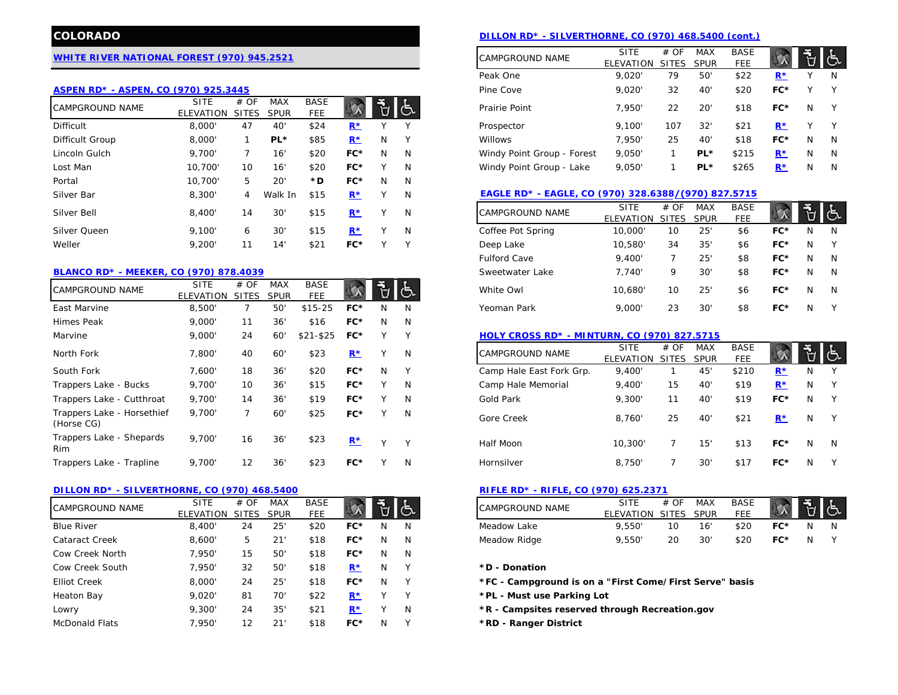# COLORADO

## WHITE RIVER NATIONAL FOREST (970) 945.2521

### ASPEN RD* - ASPEN, CO (970) 925.3445

| CAMPGROUND NAME | SITE ELEVATION | # OF SITES | MAX SPUR | BASE FEE | | | |
|---|---|---|---|---|---|---|---|
| Difficult | 8,000' | 47 | 40' | $24 | R* | Y | Y |
| Difficult Group | 8,000' | 1 | PL* | $85 | R* | N | Y |
| Lincoln Gulch | 9,700' | 7 | 16' | $20 | FC* | N | N |
| Lost Man | 10,700' | 10 | 16' | $20 | FC* | Y | N |
| Portal | 10,700' | 5 | 20' | *D | FC* | N | N |
| Silver Bar | 8,300' | 4 | Walk In | $15 | R* | Y | N |
| Silver Bell | 8,400' | 14 | 30' | $15 | R* | Y | N |
| Silver Queen | 9,100' | 6 | 30' | $15 | R* | Y | N |
| Weller | 9,200' | 11 | 14' | $21 | FC* | Y | Y |

### BLANCO RD* - MEEKER, CO (970) 878.4039

| CAMPGROUND NAME | SITE ELEVATION | # OF SITES | MAX SPUR | BASE FEE | | | |
|---|---|---|---|---|---|---|---|
| East Marvine | 8,500' | 7 | 50' | $15-25 | FC* | N | N |
| Himes Peak | 9,000' | 11 | 36' | $16 | FC* | N | N |
| Marvine | 9,000' | 24 | 60' | $21-$25 | FC* | Y | Y |
| North Fork | 7,800' | 40 | 60' | $23 | R* | Y | N |
| South Fork | 7,600' | 18 | 36' | $20 | FC* | N | Y |
| Trappers Lake - Bucks | 9,700' | 10 | 36' | $15 | FC* | Y | N |
| Trappers Lake - Cutthroat | 9,700' | 14 | 36' | $19 | FC* | Y | N |
| Trappers Lake - Horsethief (Horse CG) | 9,700' | 7 | 60' | $25 | FC* | Y | N |
| Trappers Lake - Shepards Rim | 9,700' | 16 | 36' | $23 | R* | Y | Y |
| Trappers Lake - Trapline | 9,700' | 12 | 36' | $23 | FC* | Y | N |

### DILLON RD* - SILVERTHORNE, CO (970) 468.5400

| CAMPGROUND NAME | SITE ELEVATION | # OF SITES | MAX SPUR | BASE FEE | | | |
|---|---|---|---|---|---|---|---|
| Blue River | 8,400' | 24 | 25' | $20 | FC* | N | N |
| Cataract Creek | 8,600' | 5 | 21' | $18 | FC* | N | N |
| Cow Creek North | 7,950' | 15 | 50' | $18 | FC* | N | N |
| Cow Creek South | 7,950' | 32 | 50' | $18 | R* | N | Y |
| Elliot Creek | 8,000' | 24 | 25' | $18 | FC* | N | Y |
| Heaton Bay | 9,020' | 81 | 70' | $22 | R* | Y | Y |
| Lowry | 9,300' | 24 | 35' | $21 | R* | Y | N |
| McDonald Flats | 7,950' | 12 | 21' | $18 | FC* | N | Y |
| Peak One | 9,020' | 79 | 50' | $22 | R* | Y | N |
| Pine Cove | 9,020' | 32 | 40' | $20 | FC* | Y | Y |
| Prairie Point | 7,950' | 22 | 20' | $18 | FC* | N | Y |
| Prospector | 9,100' | 107 | 32' | $21 | R* | Y | Y |
| Willows | 7,950' | 25 | 40' | $18 | FC* | N | N |
| Windy Point Group - Forest | 9,050' | 1 | PL* | $215 | R* | N | N |
| Windy Point Group - Lake | 9,050' | 1 | PL* | $265 | R* | N | N |

### EAGLE RD* - EAGLE, CO (970) 328.6388/(970) 827.5715

| CAMPGROUND NAME | SITE ELEVATION | # OF SITES | MAX SPUR | BASE FEE | | | |
|---|---|---|---|---|---|---|---|
| Coffee Pot Spring | 10,000' | 10 | 25' | $6 | FC* | N | N |
| Deep Lake | 10,580' | 34 | 35' | $6 | FC* | N | Y |
| Fulford Cave | 9,400' | 7 | 25' | $8 | FC* | N | N |
| Sweetwater Lake | 7,740' | 9 | 30' | $8 | FC* | N | N |
| White Owl | 10,680' | 10 | 25' | $6 | FC* | N | N |
| Yeoman Park | 9,000' | 23 | 30' | $8 | FC* | N | Y |

### HOLY CROSS RD* - MINTURN, CO (970) 827.5715

| CAMPGROUND NAME | SITE ELEVATION | # OF SITES | MAX SPUR | BASE FEE | | | |
|---|---|---|---|---|---|---|---|
| Camp Hale East Fork Grp. | 9,400' | 1 | 45' | $210 | R* | N | Y |
| Camp Hale Memorial | 9,400' | 15 | 40' | $19 | R* | N | Y |
| Gold Park | 9,300' | 11 | 40' | $19 | FC* | N | Y |
| Gore Creek | 8,760' | 25 | 40' | $21 | R* | N | Y |
| Half Moon | 10,300' | 7 | 15' | $13 | FC* | N | N |
| Hornsilver | 8,750' | 7 | 30' | $17 | FC* | N | Y |

### RIFLE RD* - RIFLE, CO (970) 625.2371

| CAMPGROUND NAME | SITE ELEVATION | # OF SITES | MAX SPUR | BASE FEE | | | |
|---|---|---|---|---|---|---|---|
| Meadow Lake | 9,550' | 10 | 16' | $20 | FC* | N | N |
| Meadow Ridge | 9,550' | 20 | 30' | $20 | FC* | N | Y |

**\*D - Donation**

**\*FC - Campground is on a "First Come/First Serve" basis**

**\*PL - Must use Parking Lot**

**\*R - Campsites reserved through Recreation.gov**

**\*RD - Ranger District**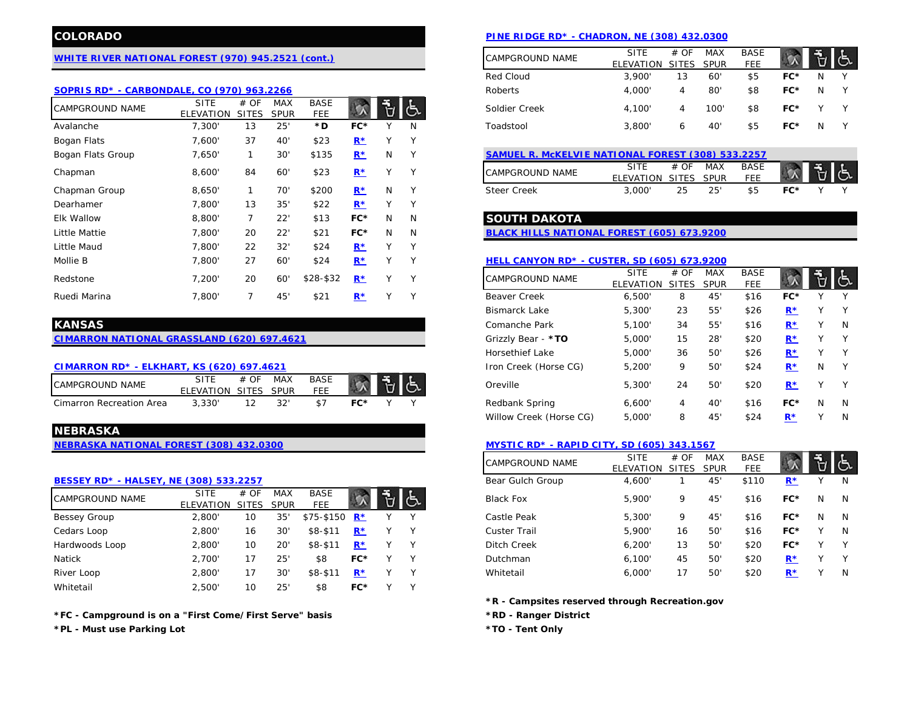## COLORADO

### WHITE RIVER NATIONAL FOREST (970) 945.2521 (cont.)

#### SOPRIS RD* - CARBONDALE, CO (970) 963.2266

| CAMPGROUND NAME | SITE ELEVATION | # OF SITES | MAX SPUR | BASE FEE | | | |
|---|---|---|---|---|---|---|---|
| Avalanche | 7,300' | 13 | 25' | *D | FC* | Y | N |
| Bogan Flats | 7,600' | 37 | 40' | $23 | R* | Y | Y |
| Bogan Flats Group | 7,650' | 1 | 30' | $135 | R* | N | Y |
| Chapman | 8,600' | 84 | 60' | $23 | R* | Y | Y |
| Chapman Group | 8,650' | 1 | 70' | $200 | R* | N | Y |
| Dearhamer | 7,800' | 13 | 35' | $22 | R* | Y | Y |
| Elk Wallow | 8,800' | 7 | 22' | $13 | FC* | N | N |
| Little Mattie | 7,800' | 20 | 22' | $21 | FC* | N | N |
| Little Maud | 7,800' | 22 | 32' | $24 | R* | Y | Y |
| Mollie B | 7,800' | 27 | 60' | $24 | R* | Y | Y |
| Redstone | 7,200' | 20 | 60' | $28-$32 | R* | Y | Y |
| Ruedi Marina | 7,800' | 7 | 45' | $21 | R* | Y | Y |

## KANSAS

### CIMARRON NATIONAL GRASSLAND (620) 697.4621

#### CIMARRON RD* - ELKHART, KS (620) 697.4621

| CAMPGROUND NAME | SITE ELEVATION | # OF SITES | MAX SPUR | BASE FEE | | | |
|---|---|---|---|---|---|---|---|
| Cimarron Recreation Area | 3,330' | 12 | 32' | $7 | FC* | Y | Y |

## NEBRASKA

### NEBRASKA NATIONAL FOREST (308) 432.0300

#### BESSEY RD* - HALSEY, NE (308) 533.2257

| CAMPGROUND NAME | SITE ELEVATION | # OF SITES | MAX SPUR | BASE FEE | | | |
|---|---|---|---|---|---|---|---|
| Bessey Group | 2,800' | 10 | 35' | $75-$150 | R* | Y | Y |
| Cedars Loop | 2,800' | 16 | 30' | $8-$11 | R* | Y | Y |
| Hardwoods Loop | 2,800' | 10 | 20' | $8-$11 | R* | Y | Y |
| Natick | 2,700' | 17 | 25' | $8 | FC* | Y | Y |
| River Loop | 2,800' | 17 | 30' | $8-$11 | R* | Y | Y |
| Whitetail | 2,500' | 10 | 25' | $8 | FC* | Y | Y |

#### PINE RIDGE RD* - CHADRON, NE (308) 432.0300

| CAMPGROUND NAME | SITE ELEVATION | # OF SITES | MAX SPUR | BASE FEE | | | |
|---|---|---|---|---|---|---|---|
| Red Cloud | 3,900' | 13 | 60' | $5 | FC* | N | Y |
| Roberts | 4,000' | 4 | 80' | $8 | FC* | N | Y |
| Soldier Creek | 4,100' | 4 | 100' | $8 | FC* | Y | Y |
| Toadstool | 3,800' | 6 | 40' | $5 | FC* | N | Y |

#### SAMUEL R. McKELVIE NATIONAL FOREST (308) 533.2257

| CAMPGROUND NAME | SITE ELEVATION | # OF SITES | MAX SPUR | BASE FEE | | | |
|---|---|---|---|---|---|---|---|
| Steer Creek | 3,000' | 25 | 25' | $5 | FC* | Y | Y |

## SOUTH DAKOTA

### BLACK HILLS NATIONAL FOREST (605) 673.9200

#### HELL CANYON RD* - CUSTER, SD (605) 673.9200

| CAMPGROUND NAME | SITE ELEVATION | # OF SITES | MAX SPUR | BASE FEE | | | |
|---|---|---|---|---|---|---|---|
| Beaver Creek | 6,500' | 8 | 45' | $16 | FC* | Y | Y |
| Bismarck Lake | 5,300' | 23 | 55' | $26 | R* | Y | Y |
| Comanche Park | 5,100' | 34 | 55' | $16 | R* | Y | N |
| Grizzly Bear - *TO | 5,000' | 15 | 28' | $20 | R* | Y | Y |
| Horsethief Lake | 5,000' | 36 | 50' | $26 | R* | Y | Y |
| Iron Creek (Horse CG) | 5,200' | 9 | 50' | $24 | R* | N | Y |
| Oreville | 5,300' | 24 | 50' | $20 | R* | Y | Y |
| Redbank Spring | 6,600' | 4 | 40' | $16 | FC* | N | N |
| Willow Creek (Horse CG) | 5,000' | 8 | 45' | $24 | R* | Y | N |

#### MYSTIC RD* - RAPID CITY, SD (605) 343.1567

| CAMPGROUND NAME | SITE ELEVATION | # OF SITES | MAX SPUR | BASE FEE | | | |
|---|---|---|---|---|---|---|---|
| Bear Gulch Group | 4,600' | 1 | 45' | $110 | R* | Y | N |
| Black Fox | 5,900' | 9 | 45' | $16 | FC* | N | N |
| Castle Peak | 5,300' | 9 | 45' | $16 | FC* | N | N |
| Custer Trail | 5,900' | 16 | 50' | $16 | FC* | Y | N |
| Ditch Creek | 6,200' | 13 | 50' | $20 | FC* | Y | Y |
| Dutchman | 6,100' | 45 | 50' | $20 | R* | Y | Y |
| Whitetail | 6,000' | 17 | 50' | $20 | R* | Y | N |

**\*FC - Campground is on a "First Come/First Serve" basis**

**\*PL - Must use Parking Lot**

**\*R - Campsites reserved through Recreation.gov**

**\*RD - Ranger District**

**\*TO - Tent Only**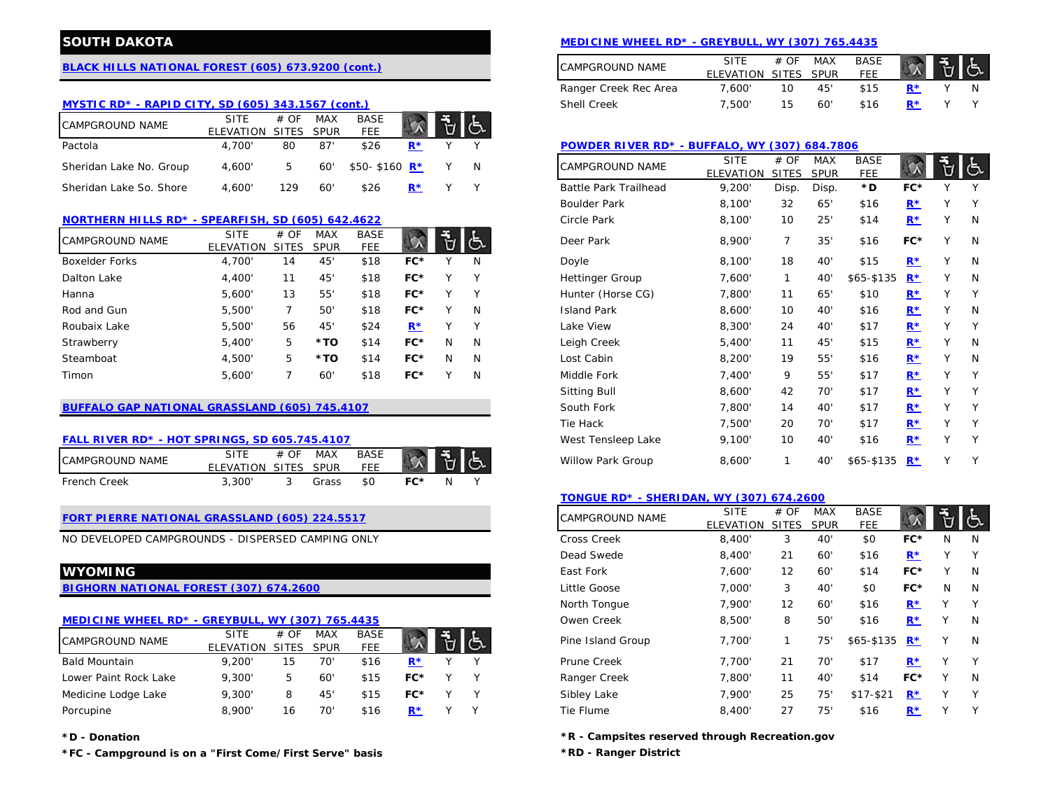# SOUTH DAKOTA

## BLACK HILLS NATIONAL FOREST (605) 673.9200 (cont.)

### MYSTIC RD* - RAPID CITY, SD (605) 343.1567 (cont.)

| CAMPGROUND NAME | SITE ELEVATION | # OF SITES | MAX SPUR | BASE FEE | | | |
|---|---|---|---|---|---|---|---|
| Pactola | 4,700' | 80 | 87' | $26 | R* | Y | Y |
| Sheridan Lake No. Group | 4,600' | 5 | 60' | $50- $160 | R* | Y | N |
| Sheridan Lake So. Shore | 4,600' | 129 | 60' | $26 | R* | Y | Y |

### NORTHERN HILLS RD* - SPEARFISH, SD (605) 642.4622

| CAMPGROUND NAME | SITE ELEVATION | # OF SITES | MAX SPUR | BASE FEE | | | |
|---|---|---|---|---|---|---|---|
| Boxelder Forks | 4,700' | 14 | 45' | $18 | FC* | Y | N |
| Dalton Lake | 4,400' | 11 | 45' | $18 | FC* | Y | Y |
| Hanna | 5,600' | 13 | 55' | $18 | FC* | Y | Y |
| Rod and Gun | 5,500' | 7 | 50' | $18 | FC* | Y | N |
| Roubaix Lake | 5,500' | 56 | 45' | $24 | R* | Y | Y |
| Strawberry | 5,400' | 5 | *TO | $14 | FC* | N | N |
| Steamboat | 4,500' | 5 | *TO | $14 | FC* | N | N |
| Timon | 5,600' | 7 | 60' | $18 | FC* | Y | N |

## BUFFALO GAP NATIONAL GRASSLAND (605) 745.4107

### FALL RIVER RD* - HOT SPRINGS, SD 605.745.4107

| CAMPGROUND NAME | SITE ELEVATION | # OF SITES | MAX SPUR | BASE FEE | | | |
|---|---|---|---|---|---|---|---|
| French Creek | 3,300' | 3 | Grass | $0 | FC* | N | Y |

## FORT PIERRE NATIONAL GRASSLAND (605) 224.5517

NO DEVELOPED CAMPGROUNDS - DISPERSED CAMPING ONLY

# WYOMING

## BIGHORN NATIONAL FOREST (307) 674.2600

### MEDICINE WHEEL RD* - GREYBULL, WY (307) 765.4435

| CAMPGROUND NAME | SITE ELEVATION | # OF SITES | MAX SPUR | BASE FEE | | | |
|---|---|---|---|---|---|---|---|
| Bald Mountain | 9,200' | 15 | 70' | $16 | R* | Y | Y |
| Lower Paint Rock Lake | 9,300' | 5 | 60' | $15 | FC* | Y | Y |
| Medicine Lodge Lake | 9,300' | 8 | 45' | $15 | FC* | Y | Y |
| Porcupine | 8,900' | 16 | 70' | $16 | R* | Y | Y |
| Ranger Creek Rec Area | 7,600' | 10 | 45' | $15 | R* | Y | N |
| Shell Creek | 7,500' | 15 | 60' | $16 | R* | Y | Y |

### POWDER RIVER RD* - BUFFALO, WY (307) 684.7806

| CAMPGROUND NAME | SITE ELEVATION | # OF SITES | MAX SPUR | BASE FEE | | | |
|---|---|---|---|---|---|---|---|
| Battle Park Trailhead | 9,200' | Disp. | Disp. | *D | FC* | Y | Y |
| Boulder Park | 8,100' | 32 | 65' | $16 | R* | Y | Y |
| Circle Park | 8,100' | 10 | 25' | $14 | R* | Y | N |
| Deer Park | 8,900' | 7 | 35' | $16 | FC* | Y | N |
| Doyle | 8,100' | 18 | 40' | $15 | R* | Y | N |
| Hettinger Group | 7,600' | 1 | 40' | $65-$135 | R* | Y | N |
| Hunter (Horse CG) | 7,800' | 11 | 65' | $10 | R* | Y | Y |
| Island Park | 8,600' | 10 | 40' | $16 | R* | Y | N |
| Lake View | 8,300' | 24 | 40' | $17 | R* | Y | Y |
| Leigh Creek | 5,400' | 11 | 45' | $15 | R* | Y | N |
| Lost Cabin | 8,200' | 19 | 55' | $16 | R* | Y | N |
| Middle Fork | 7,400' | 9 | 55' | $17 | R* | Y | Y |
| Sitting Bull | 8,600' | 42 | 70' | $17 | R* | Y | Y |
| South Fork | 7,800' | 14 | 40' | $17 | R* | Y | Y |
| Tie Hack | 7,500' | 20 | 70' | $17 | R* | Y | Y |
| West Tensleep Lake | 9,100' | 10 | 40' | $16 | R* | Y | Y |
| Willow Park Group | 8,600' | 1 | 40' | $65-$135 | R* | Y | Y |

### TONGUE RD* - SHERIDAN, WY (307) 674.2600

| CAMPGROUND NAME | SITE ELEVATION | # OF SITES | MAX SPUR | BASE FEE | | | |
|---|---|---|---|---|---|---|---|
| Cross Creek | 8,400' | 3 | 40' | $0 | FC* | N | N |
| Dead Swede | 8,400' | 21 | 60' | $16 | R* | Y | Y |
| East Fork | 7,600' | 12 | 60' | $14 | FC* | Y | N |
| Little Goose | 7,000' | 3 | 40' | $0 | FC* | N | N |
| North Tongue | 7,900' | 12 | 60' | $16 | R* | Y | Y |
| Owen Creek | 8,500' | 8 | 50' | $16 | R* | Y | N |
| Pine Island Group | 7,700' | 1 | 75' | $65-$135 | R* | Y | N |
| Prune Creek | 7,700' | 21 | 70' | $17 | R* | Y | Y |
| Ranger Creek | 7,800' | 11 | 40' | $14 | FC* | Y | N |
| Sibley Lake | 7,900' | 25 | 75' | $17-$21 | R* | Y | Y |
| Tie Flume | 8,400' | 27 | 75' | $16 | R* | Y | Y |

**\*D - Donation**

**\*FC - Campground is on a "First Come/First Serve" basis**

**\*R - Campsites reserved through Recreation.gov**

**\*RD - Ranger District**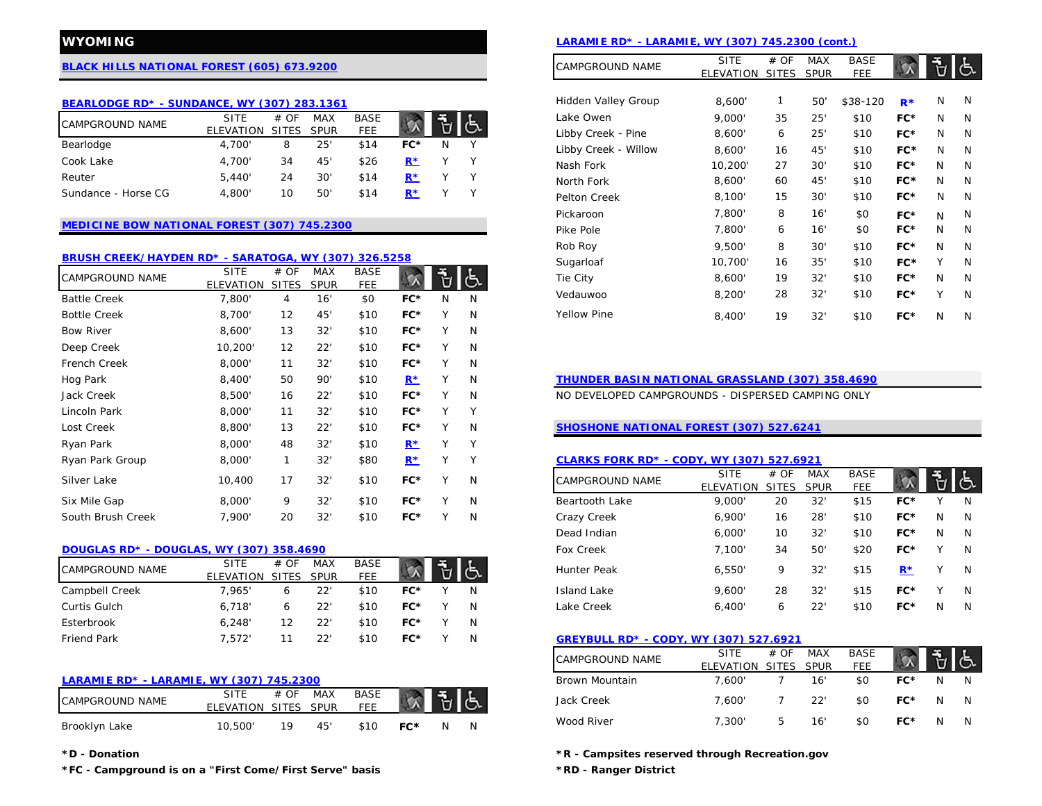# WYOMING

## BLACK HILLS NATIONAL FOREST (605) 673.9200

### BEARLODGE RD* - SUNDANCE, WY (307) 283.1361

| CAMPGROUND NAME | SITE ELEVATION | # OF SITES | MAX SPUR | BASE FEE | | | |
|---|---|---|---|---|---|---|---|
| Bearlodge | 4,700' | 8 | 25' | $14 | FC* | N | Y |
| Cook Lake | 4,700' | 34 | 45' | $26 | R* | Y | Y |
| Reuter | 5,440' | 24 | 30' | $14 | R* | Y | Y |
| Sundance - Horse CG | 4,800' | 10 | 50' | $14 | R* | Y | Y |

## MEDICINE BOW NATIONAL FOREST (307) 745.2300

### BRUSH CREEK/HAYDEN RD* - SARATOGA, WY (307) 326.5258

| CAMPGROUND NAME | SITE ELEVATION | # OF SITES | MAX SPUR | BASE FEE | | | |
|---|---|---|---|---|---|---|---|
| Battle Creek | 7,800' | 4 | 16' | $0 | FC* | N | N |
| Bottle Creek | 8,700' | 12 | 45' | $10 | FC* | Y | N |
| Bow River | 8,600' | 13 | 32' | $10 | FC* | Y | N |
| Deep Creek | 10,200' | 12 | 22' | $10 | FC* | Y | N |
| French Creek | 8,000' | 11 | 32' | $10 | FC* | Y | N |
| Hog Park | 8,400' | 50 | 90' | $10 | R* | Y | N |
| Jack Creek | 8,500' | 16 | 22' | $10 | FC* | Y | N |
| Lincoln Park | 8,000' | 11 | 32' | $10 | FC* | Y | Y |
| Lost Creek | 8,800' | 13 | 22' | $10 | FC* | Y | N |
| Ryan Park | 8,000' | 48 | 32' | $10 | R* | Y | Y |
| Ryan Park Group | 8,000' | 1 | 32' | $80 | R* | Y | Y |
| Silver Lake | 10,400 | 17 | 32' | $10 | FC* | Y | N |
| Six Mile Gap | 8,000' | 9 | 32' | $10 | FC* | Y | N |
| South Brush Creek | 7,900' | 20 | 32' | $10 | FC* | Y | N |

### DOUGLAS RD* - DOUGLAS, WY (307) 358.4690

| CAMPGROUND NAME | SITE ELEVATION | # OF SITES | MAX SPUR | BASE FEE | | | |
|---|---|---|---|---|---|---|---|
| Campbell Creek | 7,965' | 6 | 22' | $10 | FC* | Y | N |
| Curtis Gulch | 6,718' | 6 | 22' | $10 | FC* | Y | N |
| Esterbrook | 6,248' | 12 | 22' | $10 | FC* | Y | N |
| Friend Park | 7,572' | 11 | 22' | $10 | FC* | Y | N |

### LARAMIE RD* - LARAMIE, WY (307) 745.2300

| CAMPGROUND NAME | SITE ELEVATION | # OF SITES | MAX SPUR | BASE FEE | | | |
|---|---|---|---|---|---|---|---|
| Brooklyn Lake | 10,500' | 19 | 45' | $10 | FC* | N | N |
| Hidden Valley Group | 8,600' | 1 | 50' | $38-120 | R* | N | N |
| Lake Owen | 9,000' | 35 | 25' | $10 | FC* | N | N |
| Libby Creek - Pine | 8,600' | 6 | 25' | $10 | FC* | N | N |
| Libby Creek - Willow | 8,600' | 16 | 45' | $10 | FC* | N | N |
| Nash Fork | 10,200' | 27 | 30' | $10 | FC* | N | N |
| North Fork | 8,600' | 60 | 45' | $10 | FC* | N | N |
| Pelton Creek | 8,100' | 15 | 30' | $10 | FC* | N | N |
| Pickaroon | 7,800' | 8 | 16' | $0 | FC* | N | N |
| Pike Pole | 7,800' | 6 | 16' | $0 | FC* | N | N |
| Rob Roy | 9,500' | 8 | 30' | $10 | FC* | N | N |
| Sugarloaf | 10,700' | 16 | 35' | $10 | FC* | Y | N |
| Tie City | 8,600' | 19 | 32' | $10 | FC* | N | N |
| Vedauwoo | 8,200' | 28 | 32' | $10 | FC* | Y | N |
| Yellow Pine | 8,400' | 19 | 32' | $10 | FC* | N | N |

## THUNDER BASIN NATIONAL GRASSLAND (307) 358.4690

NO DEVELOPED CAMPGROUNDS - DISPERSED CAMPING ONLY

## SHOSHONE NATIONAL FOREST (307) 527.6241

### CLARKS FORK RD* - CODY, WY (307) 527.6921

| CAMPGROUND NAME | SITE ELEVATION | # OF SITES | MAX SPUR | BASE FEE | | | |
|---|---|---|---|---|---|---|---|
| Beartooth Lake | 9,000' | 20 | 32' | $15 | FC* | Y | N |
| Crazy Creek | 6,900' | 16 | 28' | $10 | FC* | N | N |
| Dead Indian | 6,000' | 10 | 32' | $10 | FC* | N | N |
| Fox Creek | 7,100' | 34 | 50' | $20 | FC* | Y | N |
| Hunter Peak | 6,550' | 9 | 32' | $15 | R* | Y | N |
| Island Lake | 9,600' | 28 | 32' | $15 | FC* | Y | N |
| Lake Creek | 6,400' | 6 | 22' | $10 | FC* | N | N |

### GREYBULL RD* - CODY, WY (307) 527.6921

| CAMPGROUND NAME | SITE ELEVATION | # OF SITES | MAX SPUR | BASE FEE | | | |
|---|---|---|---|---|---|---|---|
| Brown Mountain | 7,600' | 7 | 16' | $0 | FC* | N | N |
| Jack Creek | 7,600' | 7 | 22' | $0 | FC* | N | N |
| Wood River | 7,300' | 5 | 16' | $0 | FC* | N | N |

**\*D - Donation**

**\*FC - Campground is on a "First Come/First Serve" basis**

**\*R - Campsites reserved through Recreation.gov**

**\*RD - Ranger District**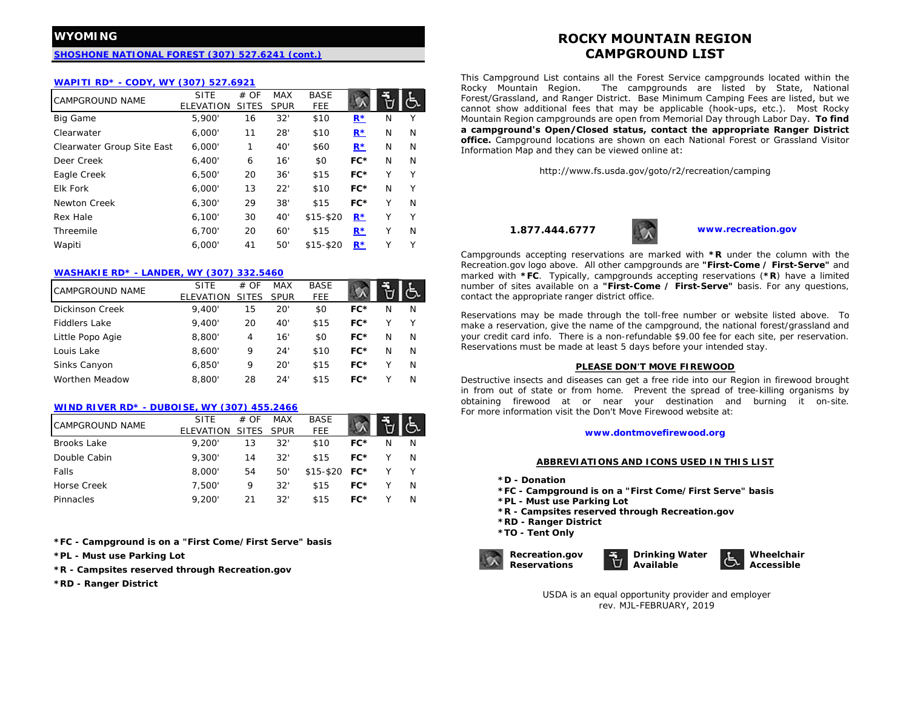## WYOMING

**SHOSHONE NATIONAL FOREST (307) 527.6241 (cont.)**

### WAPITI RD* - CODY, WY (307) 527.6921

| CAMPGROUND NAME | SITE ELEVATION | # OF SITES | MAX SPUR | BASE FEE | Recreation.gov | Drinking Water | Wheelchair |
|---|---|---|---|---|---|---|---|
| Big Game | 5,900' | 16 | 32' | $10 | R* | N | Y |
| Clearwater | 6,000' | 11 | 28' | $10 | R* | N | N |
| Clearwater Group Site East | 6,000' | 1 | 40' | $60 | R* | N | N |
| Deer Creek | 6,400' | 6 | 16' | $0 | FC* | N | N |
| Eagle Creek | 6,500' | 20 | 36' | $15 | FC* | Y | Y |
| Elk Fork | 6,000' | 13 | 22' | $10 | FC* | N | Y |
| Newton Creek | 6,300' | 29 | 38' | $15 | FC* | Y | N |
| Rex Hale | 6,100' | 30 | 40' | $15-$20 | R* | Y | Y |
| Threemile | 6,700' | 20 | 60' | $15 | R* | Y | N |
| Wapiti | 6,000' | 41 | 50' | $15-$20 | R* | Y | Y |

### WASHAKIE RD* - LANDER, WY (307) 332.5460

| CAMPGROUND NAME | SITE ELEVATION | # OF SITES | MAX SPUR | BASE FEE | Recreation.gov | Drinking Water | Wheelchair |
|---|---|---|---|---|---|---|---|
| Dickinson Creek | 9,400' | 15 | 20' | $0 | FC* | N | N |
| Fiddlers Lake | 9,400' | 20 | 40' | $15 | FC* | Y | Y |
| Little Popo Agie | 8,800' | 4 | 16' | $0 | FC* | N | N |
| Louis Lake | 8,600' | 9 | 24' | $10 | FC* | N | N |
| Sinks Canyon | 6,850' | 9 | 20' | $15 | FC* | Y | N |
| Worthen Meadow | 8,800' | 28 | 24' | $15 | FC* | Y | N |

### WIND RIVER RD* - DUBOISE, WY (307) 455.2466

| CAMPGROUND NAME | SITE ELEVATION | # OF SITES | MAX SPUR | BASE FEE | Recreation.gov | Drinking Water | Wheelchair |
|---|---|---|---|---|---|---|---|
| Brooks Lake | 9,200' | 13 | 32' | $10 | FC* | N | N |
| Double Cabin | 9,300' | 14 | 32' | $15 | FC* | Y | N |
| Falls | 8,000' | 54 | 50' | $15-$20 | FC* | Y | Y |
| Horse Creek | 7,500' | 9 | 32' | $15 | FC* | Y | N |
| Pinnacles | 9,200' | 21 | 32' | $15 | FC* | Y | N |

**\*FC - Campground is on a "First Come/First Serve" basis**

**\*PL - Must use Parking Lot**

**\*R - Campsites reserved through Recreation.gov**

**\*RD - Ranger District**

# ROCKY MOUNTAIN REGION CAMPGROUND LIST

This Campground List contains all the Forest Service campgrounds located within the Rocky Mountain Region. The campgrounds are listed by State, National Forest/Grassland, and Ranger District. Base Minimum Camping Fees are listed, but we cannot show additional fees that may be applicable (hook-ups, etc.). Most Rocky Mountain Region campgrounds are open from Memorial Day through Labor Day. **To find a campground's Open/Closed status, contact the appropriate Ranger District office.** Campground locations are shown on each National Forest or Grassland Visitor Information Map and they can be viewed online at:

http://www.fs.usda.gov/goto/r2/recreation/camping

**1.877.444.6777** **www.recreation.gov**

Campgrounds accepting reservations are marked with **\*R** under the column with the Recreation.gov logo above. All other campgrounds are **"First-Come / First-Serve"** and marked with **\*FC**. Typically, campgrounds accepting reservations (**\*R**) have a limited number of sites available on a **"First-Come / First-Serve"** basis. For any questions, contact the appropriate ranger district office.

Reservations may be made through the toll-free number or website listed above. To make a reservation, give the name of the campground, the national forest/grassland and your credit card info. There is a non-refundable $9.00 fee for each site, per reservation. Reservations must be made at least 5 days before your intended stay.

### PLEASE DON'T MOVE FIREWOOD

Destructive insects and diseases can get a free ride into our Region in firewood brought in from out of state or from home. Prevent the spread of tree-killing organisms by obtaining firewood at or near your destination and burning it on-site. For more information visit the Don't Move Firewood website at:

**www.dontmovefirewood.org**

### ABBREVIATIONS AND ICONS USED IN THIS LIST

- **\*D - Donation**
- **\*FC - Campground is on a "First Come/First Serve" basis**
- **\*PL - Must use Parking Lot**
- **\*R - Campsites reserved through Recreation.gov**
- **\*RD - Ranger District**
- **\*TO - Tent Only**

**Recreation.gov Reservations** **Drinking Water Available** **Wheelchair Accessible**

USDA is an equal opportunity provider and employer
rev. MJL-FEBRUARY, 2019